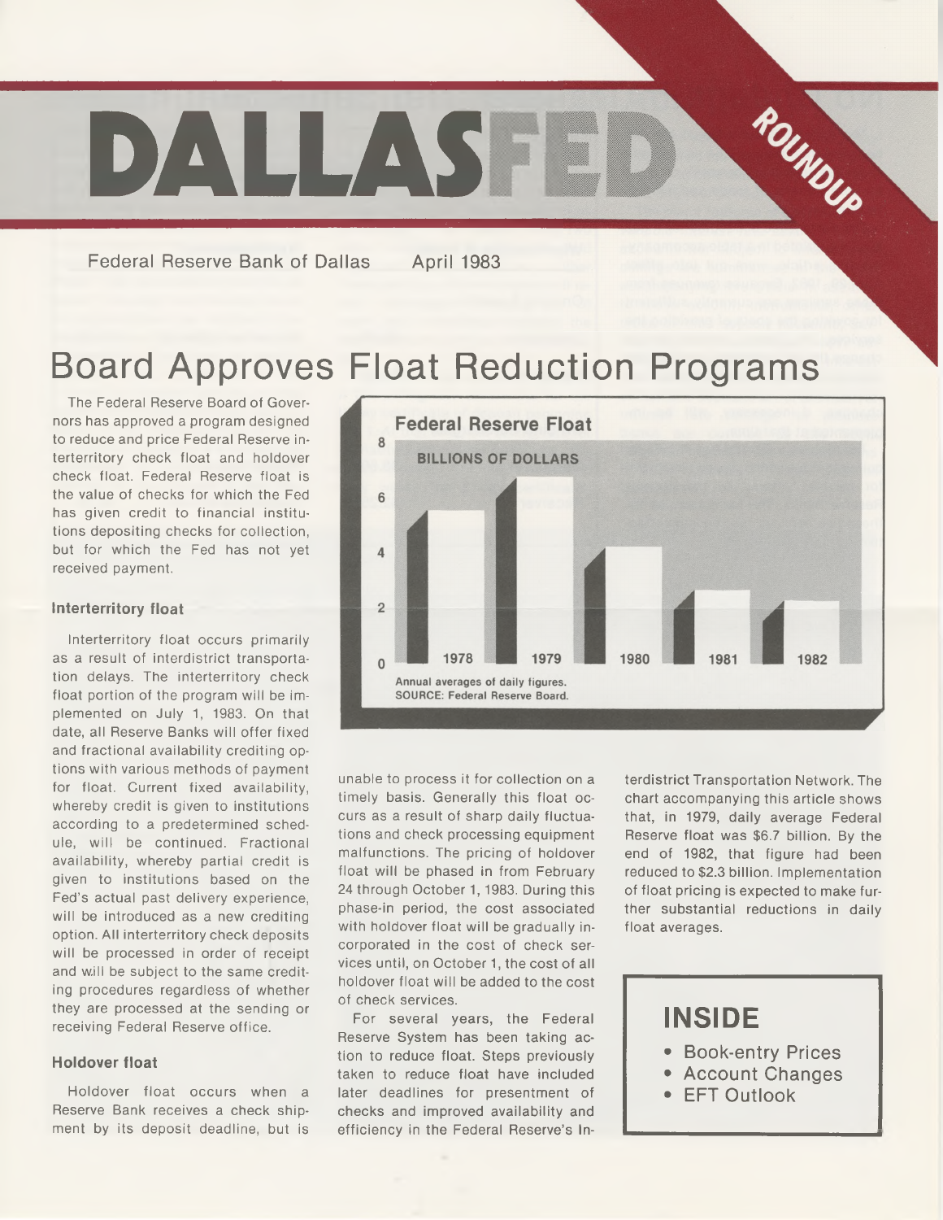# DALLASFED ROUNDUP

Federal Reserve Bank of Dallas April 1983

## Board Approves Float Reduction Programs

The Federal Reserve Board of Governors has approved a program designed to reduce and price Federal Reserve interterritory check float and holdover check float. Federal Reserve float is the value of checks for which the Fed has given credit to financial institutions depositing checks for collection, but for which the Fed has not yet received payment.

### Interterritory float

Interterritory float occurs primarily as a result of interdistrict transportation delays. The interterritory check float portion of the program will be implemented on July 1, 1983. On that date, all Reserve Banks will offer fixed and fractional availability crediting options with various methods of payment for float. Current fixed availability, whereby credit is given to institutions according to a predetermined schedule, will be continued. Fractional availability, whereby partial credit is given to institutions based on the Fed's actual past delivery experience, will be introduced as a new crediting option. All interterritory check deposits will be processed in order of receipt and will be subject to the same crediting procedures regardless of whether they are processed at the sending or receiving Federal Reserve office.

### Holdover float

Holdover float occurs when a Reserve Bank receives a check shipment by its deposit deadline, but is unable to process it for collection on a timely basis. Generally this float occurs as a result of sharp daily fluctuations and check processing equipment malfunctions. The pricing of holdover float will be phased in from February 24 through October 1, 1983. During this phase-in period, the cost associated with holdover float will be gradually incorporated in the cost of check services until, on October 1, the cost of all holdover float will be added to the cost of check services.

For several years, the Federal Reserve System has been taking action to reduce float. Steps previously taken to reduce float have included later deadlines for presentment of checks and improved availability and efficiency in the Federal Reserve's Interdistrict Transportation Network. The chart accompanying this article shows that, in 1979, daily average Federal Reserve float was $6.7 billion. By the end of 1982, that figure had been reduced to $2.3 billion. Implementation of float pricing is expected to make further substantial reductions in daily float averages.

**Federal Reserve Float**

BILLIONS OF DOLLARS

(Bar chart, 1978–1982)

Annual averages of daily figures.
SOURCE: Federal Reserve Board.

**INSIDE**

- Book-entry Prices
- Account Changes
- EFT Outlook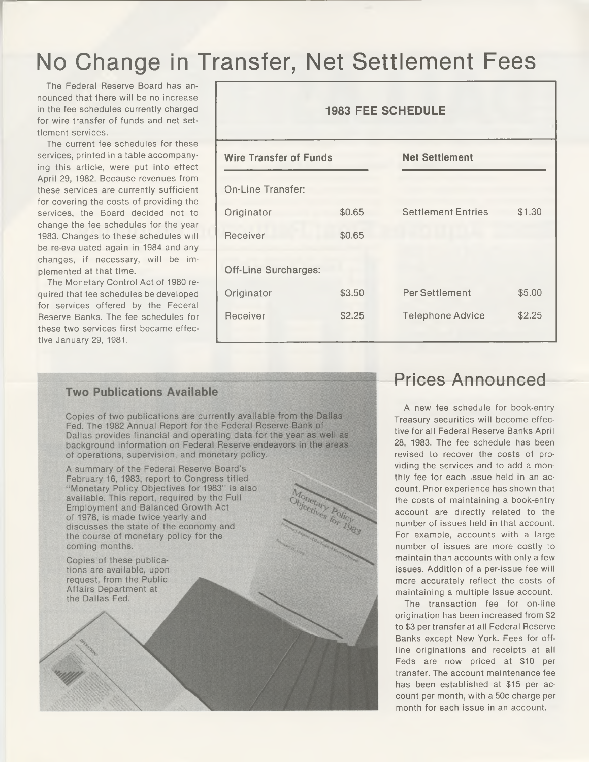# No Change in Transfer, Net Settlement Fees

The Federal Reserve Board has announced that there will be no increase in the fee schedules currently charged for wire transfer of funds and net settlement services.

The current fee schedules for these services, printed in a table accompanying this article, were put into effect April 29, 1982. Because revenues from these services are currently sufficient for covering the costs of providing the services, the Board decided not to change the fee schedules for the year 1983. Changes to these schedules will be re-evaluated again in 1984 and any changes, if necessary, will be implemented at that time.

The Monetary Control Act of 1980 required that fee schedules be developed for services offered by the Federal Reserve Banks. The fee schedules for these two services first became effective January 29, 1981.

**1983 FEE SCHEDULE**

| Wire Transfer of Funds | | Net Settlement | |
|---|---|---|---|
| On-Line Transfer: | | | |
| Originator | $0.65 | Settlement Entries | $1.30 |
| Receiver | $0.65 | | |
| Off-Line Surcharges: | | | |
| Originator | $3.50 | Per Settlement | $5.00 |
| Receiver | $2.25 | Telephone Advice | $2.25 |

## Two Publications Available

Copies of two publications are currently available from the Dallas Fed. The 1982 Annual Report for the Federal Reserve Bank of Dallas provides financial and operating data for the year as well as background information on Federal Reserve endeavors in the areas of operations, supervision, and monetary policy.

A summary of the Federal Reserve Board's February 16, 1983, report to Congress titled "Monetary Policy Objectives for 1983" is also available. This report, required by the Full Employment and Balanced Growth Act of 1978, is made twice yearly and discusses the state of the economy and the course of monetary policy for the coming months.

Copies of these publications are available, upon request, from the Public Affairs Department at the Dallas Fed.

# Prices Announced

A new fee schedule for book-entry Treasury securities will become effective for all Federal Reserve Banks April 28, 1983. The fee schedule has been revised to recover the costs of providing the services and to add a monthly fee for each issue held in an account. Prior experience has shown that the costs of maintaining a book-entry account are directly related to the number of issues held in that account. For example, accounts with a large number of issues are more costly to maintain than accounts with only a few issues. Addition of a per-issue fee will more accurately reflect the costs of maintaining a multiple issue account.

The transaction fee for on-line origination has been increased from $2 to $3 per transfer at all Federal Reserve Banks except New York. Fees for off-line originations and receipts at all Feds are now priced at $10 per transfer. The account maintenance fee has been established at $15 per account per month, with a 50¢ charge per month for each issue in an account.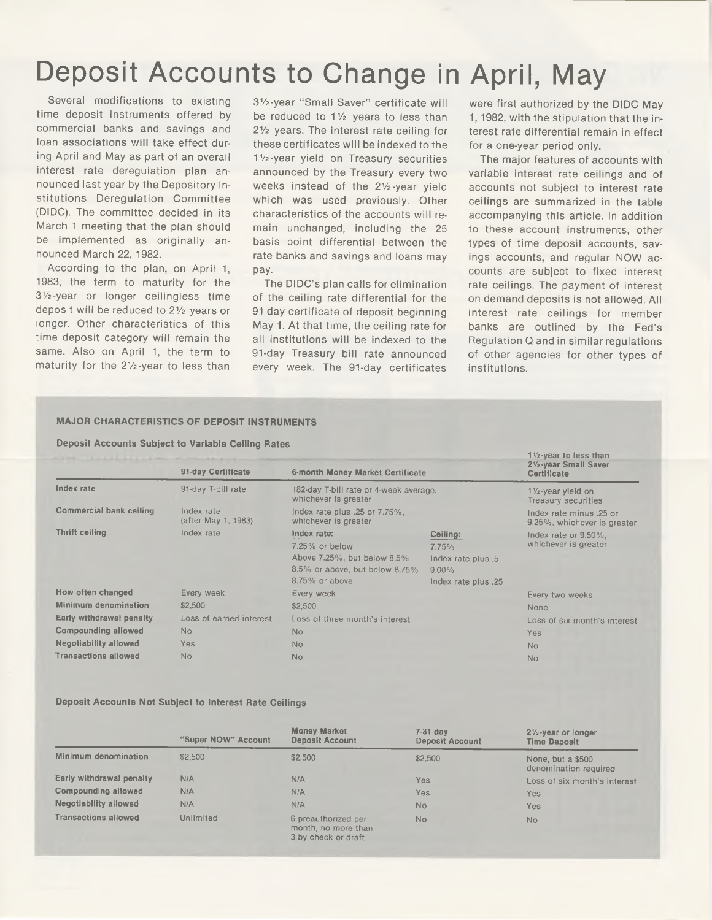# Deposit Accounts to Change in April, May

Several modifications to existing time deposit instruments offered by commercial banks and savings and loan associations will take effect during April and May as part of an overall interest rate deregulation plan announced last year by the Depository Institutions Deregulation Committee (DIDC). The committee decided in its March 1 meeting that the plan should be implemented as originally announced March 22, 1982.

According to the plan, on April 1, 1983, the term to maturity for the 3½-year or longer ceilingless time deposit will be reduced to 2½ years or longer. Other characteristics of this time deposit category will remain the same. Also on April 1, the term to maturity for the 2½-year to less than 3½-year "Small Saver" certificate will be reduced to 1½ years to less than 2½ years. The interest rate ceiling for these certificates will be indexed to the 1½-year yield on Treasury securities announced by the Treasury every two weeks instead of the 2½-year yield which was used previously. Other characteristics of the accounts will remain unchanged, including the 25 basis point differential between the rate banks and savings and loans may pay.

The DIDC's plan calls for elimination of the ceiling rate differential for the 91-day certificate of deposit beginning May 1. At that time, the ceiling rate for all institutions will be indexed to the 91-day Treasury bill rate announced every week. The 91-day certificates were first authorized by the DIDC May 1, 1982, with the stipulation that the interest rate differential remain in effect for a one-year period only.

The major features of accounts with variable interest rate ceilings and of accounts not subject to interest rate ceilings are summarized in the table accompanying this article. In addition to these account instruments, other types of time deposit accounts, savings accounts, and regular NOW accounts are subject to fixed interest rate ceilings. The payment of interest on demand deposits is not allowed. All interest rate ceilings for member banks are outlined by the Fed's Regulation Q and in similar regulations of other agencies for other types of institutions.

**MAJOR CHARACTERISTICS OF DEPOSIT INSTRUMENTS**

**Deposit Accounts Subject to Variable Ceiling Rates**

| | 91-day Certificate | 6-month Money Market Certificate | | 1½-year to less than 2½-year Small Saver Certificate |
|---|---|---|---|---|
| **Index rate** | 91-day T-bill rate | 182-day T-bill rate or 4-week average, whichever is greater | | 1½-year yield on Treasury securities |
| **Commercial bank ceiling** | Index rate (after May 1, 1983) | Index rate plus .25 or 7.75%, whichever is greater | | Index rate minus .25 or 9.25%, whichever is greater |
| **Thrift ceiling** | Index rate | Index rate: | Ceiling: | Index rate or 9.50%, whichever is greater |
| | | 7.25% or below | 7.75% | |
| | | Above 7.25%, but below 8.5% | Index rate plus .5 | |
| | | 8.5% or above, but below 8.75% | 9.00% | |
| | | 8.75% or above | Index rate plus .25 | |
| **How often changed** | Every week | Every week | | Every two weeks |
| **Minimum denomination** | $2,500 | $2,500 | | None |
| **Early withdrawal penalty** | Loss of earned interest | Loss of three month's interest | | Loss of six month's interest |
| **Compounding allowed** | No | No | | Yes |
| **Negotiability allowed** | Yes | No | | No |
| **Transactions allowed** | No | No | | No |

**Deposit Accounts Not Subject to Interest Rate Ceilings**

| | "Super NOW" Account | Money Market Deposit Account | 7-31 day Deposit Account | 2½-year or longer Time Deposit |
|---|---|---|---|---|
| **Minimum denomination** | $2,500 | $2,500 | $2,500 | None, but a $500 denomination required |
| **Early withdrawal penalty** | N/A | N/A | Yes | Loss of six month's interest |
| **Compounding allowed** | N/A | N/A | Yes | Yes |
| **Negotiability allowed** | N/A | N/A | No | Yes |
| **Transactions allowed** | Unlimited | 6 preauthorized per month, no more than 3 by check or draft | No | No |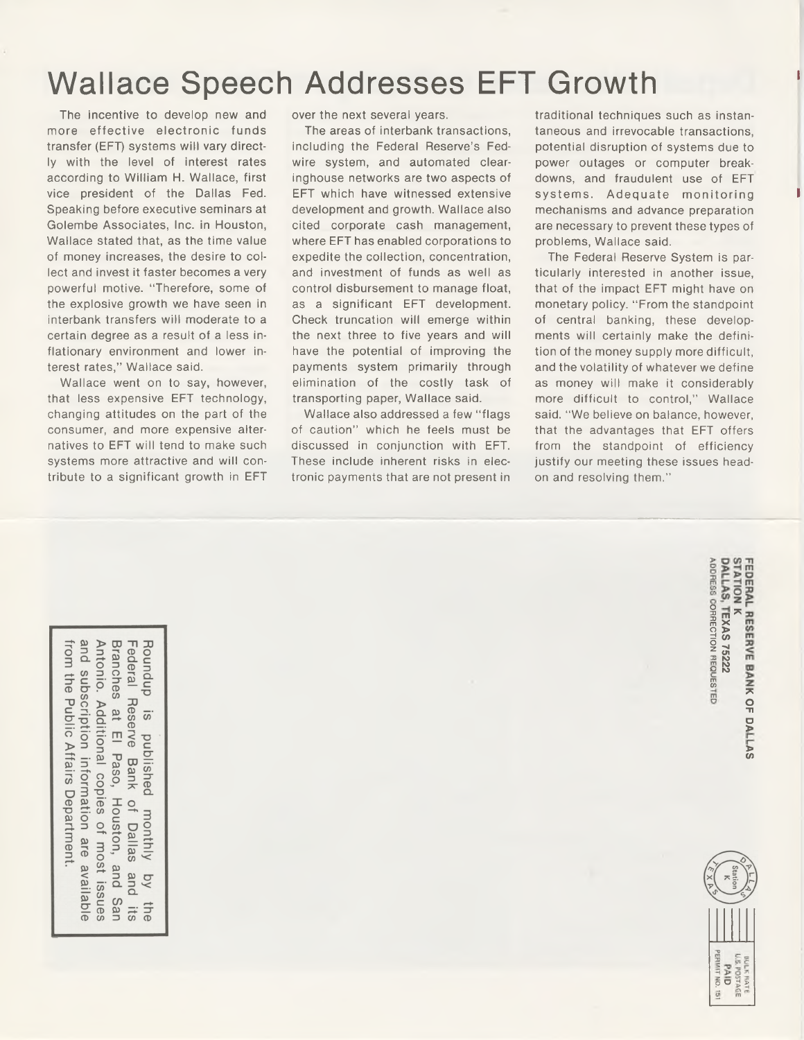# Wallace Speech Addresses EFT Growth

The incentive to develop new and more effective electronic funds transfer (EFT) systems will vary directly with the level of interest rates according to William H. Wallace, first vice president of the Dallas Fed. Speaking before executive seminars at Golembe Associates, Inc. in Houston, Wallace stated that, as the time value of money increases, the desire to collect and invest it faster becomes a very powerful motive. "Therefore, some of the explosive growth we have seen in interbank transfers will moderate to a certain degree as a result of a less inflationary environment and lower interest rates," Wallace said.

Wallace went on to say, however, that less expensive EFT technology, changing attitudes on the part of the consumer, and more expensive alternatives to EFT will tend to make such systems more attractive and will contribute to a significant growth in EFT over the next several years.

The areas of interbank transactions, including the Federal Reserve's Fedwire system, and automated clearinghouse networks are two aspects of EFT which have witnessed extensive development and growth. Wallace also cited corporate cash management, where EFT has enabled corporations to expedite the collection, concentration, and investment of funds as well as control disbursement to manage float, as a significant EFT development. Check truncation will emerge within the next three to five years and will have the potential of improving the payments system primarily through elimination of the costly task of transporting paper, Wallace said.

Wallace also addressed a few "flags of caution" which he feels must be discussed in conjunction with EFT. These include inherent risks in electronic payments that are not present in traditional techniques such as instantaneous and irrevocable transactions, potential disruption of systems due to power outages or computer breakdowns, and fraudulent use of EFT systems. Adequate monitoring mechanisms and advance preparation are necessary to prevent these types of problems, Wallace said.

The Federal Reserve System is particularly interested in another issue, that of the impact EFT might have on monetary policy. "From the standpoint of central banking, these developments will certainly make the definition of the money supply more difficult, and the volatility of whatever we define as money will make it considerably more difficult to control," Wallace said. "We believe on balance, however, that the advantages that EFT offers from the standpoint of efficiency justify our meeting these issues head-on and resolving them."

**FEDERAL RESERVE BANK OF DALLAS**
**STATION K**
**DALLAS, TEXAS 75222**
ADDRESS CORRECTION REQUESTED

DALLAS Station K TEXAS

BULK RATE
U.S. POSTAGE
PAID
PERMIT NO. 151

Roundup is published monthly by the Federal Reserve Bank of Dallas and its Branches at El Paso, Houston, and San Antonio. Additional copies of most issues and subscription information are available from the Public Affairs Department.